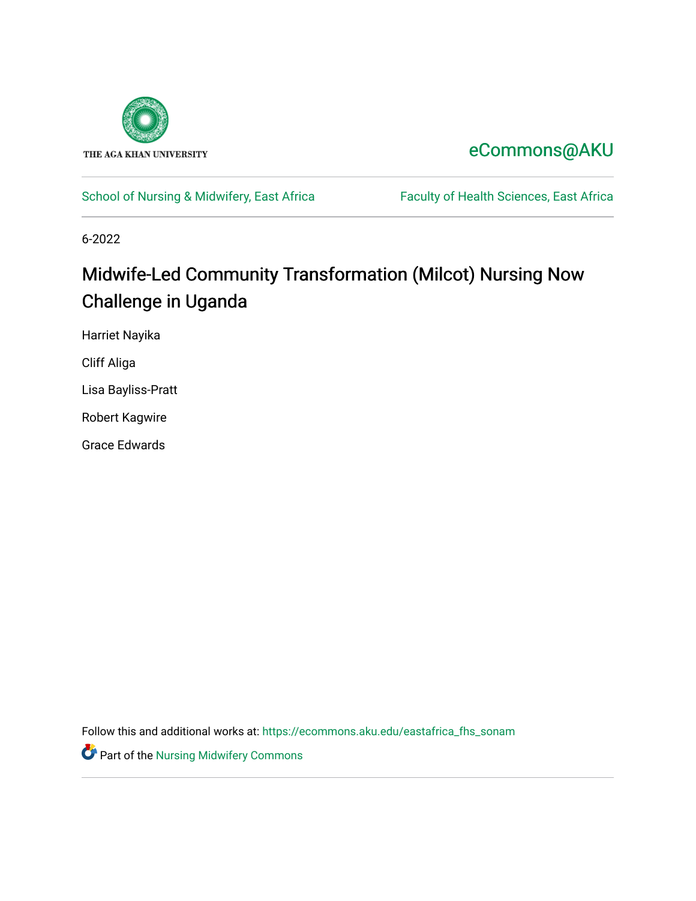THE AGA KHAN UNIVERSITY

eCommons@AKU

School of Nursing & Midwifery, East Africa

Faculty of Health Sciences, East Africa

6-2022

# Midwife-Led Community Transformation (Milcot) Nursing Now Challenge in Uganda

Harriet Nayika

Cliff Aliga

Lisa Bayliss-Pratt

Robert Kagwire

Grace Edwards

Follow this and additional works at: https://ecommons.aku.edu/eastafrica_fhs_sonam

Part of the Nursing Midwifery Commons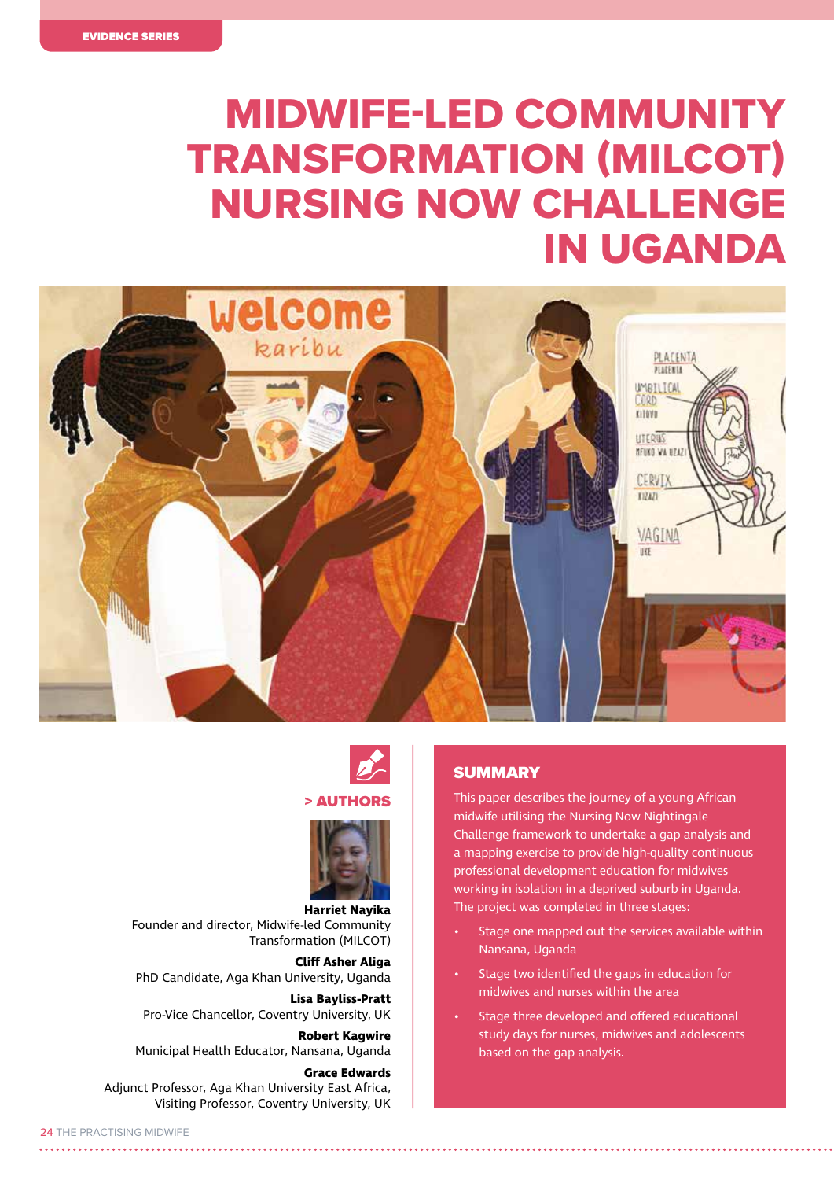EVIDENCE SERIES

# MIDWIFE-LED COMMUNITY TRANSFORMATION (MILCOT) NURSING NOW CHALLENGE IN UGANDA

## > AUTHORS

**Harriet Nayika**
Founder and director, Midwife-led Community Transformation (MILCOT)

**Cliff Asher Aliga**
PhD Candidate, Aga Khan University, Uganda

**Lisa Bayliss-Pratt**
Pro-Vice Chancellor, Coventry University, UK

**Robert Kagwire**
Municipal Health Educator, Nansana, Uganda

**Grace Edwards**
Adjunct Professor, Aga Khan University East Africa, Visiting Professor, Coventry University, UK

## SUMMARY

This paper describes the journey of a young African midwife utilising the Nursing Now Nightingale Challenge framework to undertake a gap analysis and a mapping exercise to provide high-quality continuous professional development education for midwives working in isolation in a deprived suburb in Uganda. The project was completed in three stages:

- Stage one mapped out the services available within Nansana, Uganda
- Stage two identified the gaps in education for midwives and nurses within the area
- Stage three developed and offered educational study days for nurses, midwives and adolescents based on the gap analysis.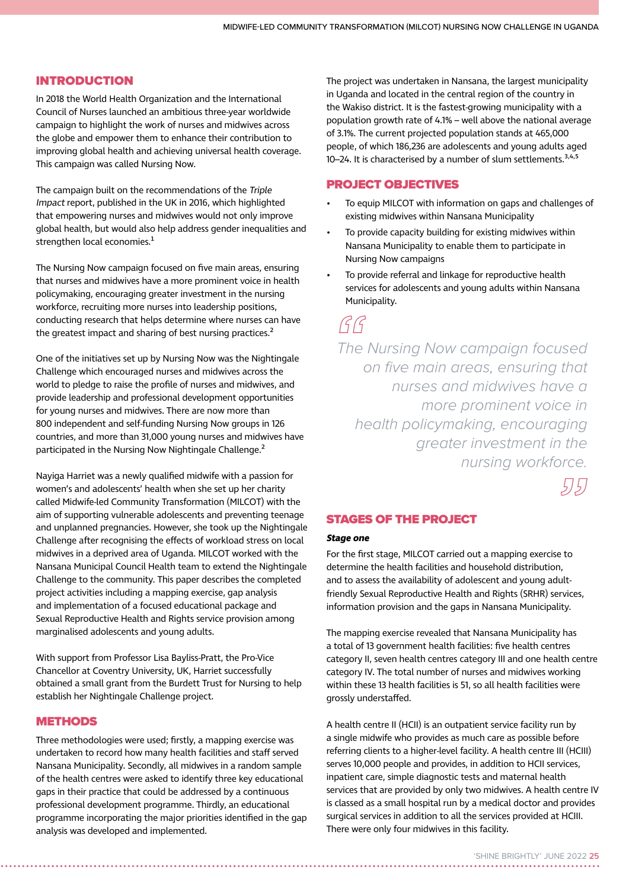## INTRODUCTION

In 2018 the World Health Organization and the International Council of Nurses launched an ambitious three-year worldwide campaign to highlight the work of nurses and midwives across the globe and empower them to enhance their contribution to improving global health and achieving universal health coverage. This campaign was called Nursing Now.

The campaign built on the recommendations of the *Triple Impact* report, published in the UK in 2016, which highlighted that empowering nurses and midwives would not only improve global health, but would also help address gender inequalities and strengthen local economies.[1]

The Nursing Now campaign focused on five main areas, ensuring that nurses and midwives have a more prominent voice in health policymaking, encouraging greater investment in the nursing workforce, recruiting more nurses into leadership positions, conducting research that helps determine where nurses can have the greatest impact and sharing of best nursing practices.[2]

One of the initiatives set up by Nursing Now was the Nightingale Challenge which encouraged nurses and midwives across the world to pledge to raise the profile of nurses and midwives, and provide leadership and professional development opportunities for young nurses and midwives. There are now more than 800 independent and self-funding Nursing Now groups in 126 countries, and more than 31,000 young nurses and midwives have participated in the Nursing Now Nightingale Challenge.[2]

Nayiga Harriet was a newly qualified midwife with a passion for women's and adolescents' health when she set up her charity called Midwife-led Community Transformation (MILCOT) with the aim of supporting vulnerable adolescents and preventing teenage and unplanned pregnancies. However, she took up the Nightingale Challenge after recognising the effects of workload stress on local midwives in a deprived area of Uganda. MILCOT worked with the Nansana Municipal Council Health team to extend the Nightingale Challenge to the community. This paper describes the completed project activities including a mapping exercise, gap analysis and implementation of a focused educational package and Sexual Reproductive Health and Rights service provision among marginalised adolescents and young adults.

With support from Professor Lisa Bayliss-Pratt, the Pro-Vice Chancellor at Coventry University, UK, Harriet successfully obtained a small grant from the Burdett Trust for Nursing to help establish her Nightingale Challenge project.

## METHODS

Three methodologies were used; firstly, a mapping exercise was undertaken to record how many health facilities and staff served Nansana Municipality. Secondly, all midwives in a random sample of the health centres were asked to identify three key educational gaps in their practice that could be addressed by a continuous professional development programme. Thirdly, an educational programme incorporating the major priorities identified in the gap analysis was developed and implemented.

The project was undertaken in Nansana, the largest municipality in Uganda and located in the central region of the country in the Wakiso district. It is the fastest-growing municipality with a population growth rate of 4.1% – well above the national average of 3.1%. The current projected population stands at 465,000 people, of which 186,236 are adolescents and young adults aged 10–24. It is characterised by a number of slum settlements.[3,4,5]

## PROJECT OBJECTIVES

- To equip MILCOT with information on gaps and challenges of existing midwives within Nansana Municipality
- To provide capacity building for existing midwives within Nansana Municipality to enable them to participate in Nursing Now campaigns
- To provide referral and linkage for reproductive health services for adolescents and young adults within Nansana Municipality.

> *The Nursing Now campaign focused on five main areas, ensuring that nurses and midwives have a more prominent voice in health policymaking, encouraging greater investment in the nursing workforce.*

## STAGES OF THE PROJECT

***Stage one***

For the first stage, MILCOT carried out a mapping exercise to determine the health facilities and household distribution, and to assess the availability of adolescent and young adult-friendly Sexual Reproductive Health and Rights (SRHR) services, information provision and the gaps in Nansana Municipality.

The mapping exercise revealed that Nansana Municipality has a total of 13 government health facilities: five health centres category II, seven health centres category III and one health centre category IV. The total number of nurses and midwives working within these 13 health facilities is 51, so all health facilities were grossly understaffed.

A health centre II (HCII) is an outpatient service facility run by a single midwife who provides as much care as possible before referring clients to a higher-level facility. A health centre III (HCIII) serves 10,000 people and provides, in addition to HCII services, inpatient care, simple diagnostic tests and maternal health services that are provided by only two midwives. A health centre IV is classed as a small hospital run by a medical doctor and provides surgical services in addition to all the services provided at HCIII. There were only four midwives in this facility.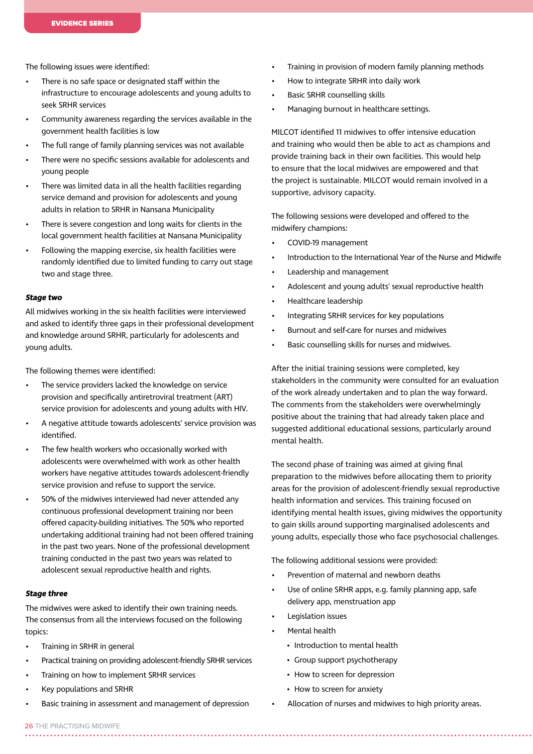The following issues were identified:

- There is no safe space or designated staff within the infrastructure to encourage adolescents and young adults to seek SRHR services
- Community awareness regarding the services available in the government health facilities is low
- The full range of family planning services was not available
- There were no specific sessions available for adolescents and young people
- There was limited data in all the health facilities regarding service demand and provision for adolescents and young adults in relation to SRHR in Nansana Municipality
- There is severe congestion and long waits for clients in the local government health facilities at Nansana Municipality
- Following the mapping exercise, six health facilities were randomly identified due to limited funding to carry out stage two and stage three.

***Stage two***

All midwives working in the six health facilities were interviewed and asked to identify three gaps in their professional development and knowledge around SRHR, particularly for adolescents and young adults.

The following themes were identified:

- The service providers lacked the knowledge on service provision and specifically antiretroviral treatment (ART) service provision for adolescents and young adults with HIV.
- A negative attitude towards adolescents' service provision was identified.
- The few health workers who occasionally worked with adolescents were overwhelmed with work as other health workers have negative attitudes towards adolescent-friendly service provision and refuse to support the service.
- 50% of the midwives interviewed had never attended any continuous professional development training nor been offered capacity-building initiatives. The 50% who reported undertaking additional training had not been offered training in the past two years. None of the professional development training conducted in the past two years was related to adolescent sexual reproductive health and rights.

***Stage three***

The midwives were asked to identify their own training needs. The consensus from all the interviews focused on the following topics:

- Training in SRHR in general
- Practical training on providing adolescent-friendly SRHR services
- Training on how to implement SRHR services
- Key populations and SRHR
- Basic training in assessment and management of depression
- Training in provision of modern family planning methods
- How to integrate SRHR into daily work
- Basic SRHR counselling skills
- Managing burnout in healthcare settings.

MILCOT identified 11 midwives to offer intensive education and training who would then be able to act as champions and provide training back in their own facilities. This would help to ensure that the local midwives are empowered and that the project is sustainable. MILCOT would remain involved in a supportive, advisory capacity.

The following sessions were developed and offered to the midwifery champions:

- COVID-19 management
- Introduction to the International Year of the Nurse and Midwife
- Leadership and management
- Adolescent and young adults' sexual reproductive health
- Healthcare leadership
- Integrating SRHR services for key populations
- Burnout and self-care for nurses and midwives
- Basic counselling skills for nurses and midwives.

After the initial training sessions were completed, key stakeholders in the community were consulted for an evaluation of the work already undertaken and to plan the way forward. The comments from the stakeholders were overwhelmingly positive about the training that had already taken place and suggested additional educational sessions, particularly around mental health.

The second phase of training was aimed at giving final preparation to the midwives before allocating them to priority areas for the provision of adolescent-friendly sexual reproductive health information and services. This training focused on identifying mental health issues, giving midwives the opportunity to gain skills around supporting marginalised adolescents and young adults, especially those who face psychosocial challenges.

The following additional sessions were provided:

- Prevention of maternal and newborn deaths
- Use of online SRHR apps, e.g. family planning app, safe delivery app, menstruation app
- Legislation issues
- Mental health
  - Introduction to mental health
  - Group support psychotherapy
  - How to screen for depression
  - How to screen for anxiety
- Allocation of nurses and midwives to high priority areas.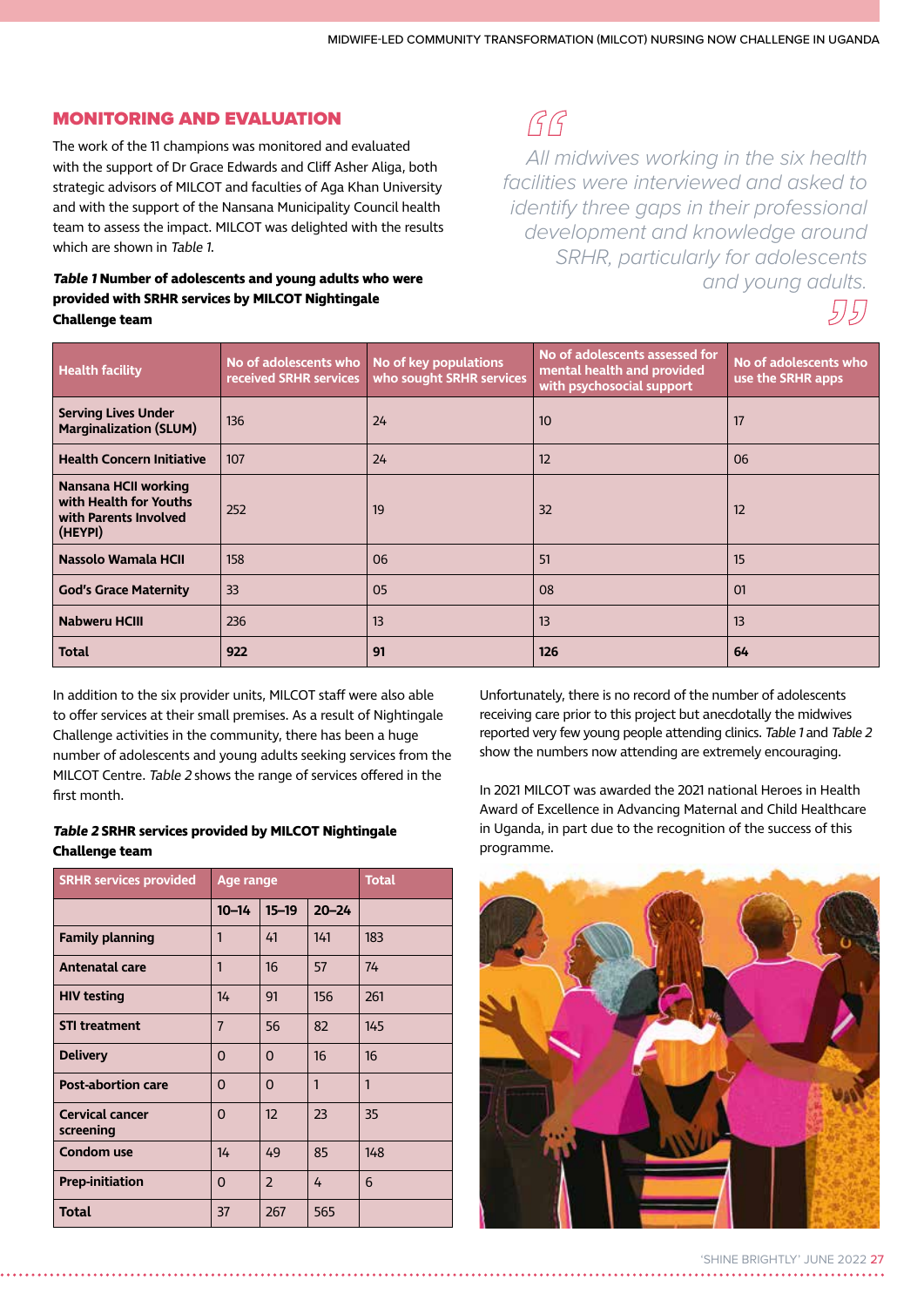## MONITORING AND EVALUATION

The work of the 11 champions was monitored and evaluated with the support of Dr Grace Edwards and Cliff Asher Aliga, both strategic advisors of MILCOT and faculties of Aga Khan University and with the support of the Nansana Municipality Council health team to assess the impact. MILCOT was delighted with the results which are shown in *Table 1*.

> *All midwives working in the six health facilities were interviewed and asked to identify three gaps in their professional development and knowledge around SRHR, particularly for adolescents and young adults.*

***Table 1*** **Number of adolescents and young adults who were provided with SRHR services by MILCOT Nightingale Challenge team**

| Health facility | No of adolescents who received SRHR services | No of key populations who sought SRHR services | No of adolescents assessed for mental health and provided with psychosocial support | No of adolescents who use the SRHR apps |
|---|---|---|---|---|
| **Serving Lives Under Marginalization (SLUM)** | 136 | 24 | 10 | 17 |
| **Health Concern Initiative** | 107 | 24 | 12 | 06 |
| **Nansana HCII working with Health for Youths with Parents Involved (HEYPI)** | 252 | 19 | 32 | 12 |
| **Nassolo Wamala HCII** | 158 | 06 | 51 | 15 |
| **God's Grace Maternity** | 33 | 05 | 08 | 01 |
| **Nabweru HCIII** | 236 | 13 | 13 | 13 |
| **Total** | **922** | **91** | **126** | **64** |

In addition to the six provider units, MILCOT staff were also able to offer services at their small premises. As a result of Nightingale Challenge activities in the community, there has been a huge number of adolescents and young adults seeking services from the MILCOT Centre. *Table 2* shows the range of services offered in the first month.

***Table 2*** **SRHR services provided by MILCOT Nightingale Challenge team**

| SRHR services provided | Age range | | | Total |
|---|---|---|---|---|
| | **10–14** | **15–19** | **20–24** | |
| **Family planning** | 1 | 41 | 141 | 183 |
| **Antenatal care** | 1 | 16 | 57 | 74 |
| **HIV testing** | 14 | 91 | 156 | 261 |
| **STI treatment** | 7 | 56 | 82 | 145 |
| **Delivery** | 0 | 0 | 16 | 16 |
| **Post-abortion care** | 0 | 0 | 1 | 1 |
| **Cervical cancer screening** | 0 | 12 | 23 | 35 |
| **Condom use** | 14 | 49 | 85 | 148 |
| **Prep-initiation** | 0 | 2 | 4 | 6 |
| **Total** | 37 | 267 | 565 | |

Unfortunately, there is no record of the number of adolescents receiving care prior to this project but anecdotally the midwives reported very few young people attending clinics. *Table 1* and *Table 2* show the numbers now attending are extremely encouraging.

In 2021 MILCOT was awarded the 2021 national Heroes in Health Award of Excellence in Advancing Maternal and Child Healthcare in Uganda, in part due to the recognition of the success of this programme.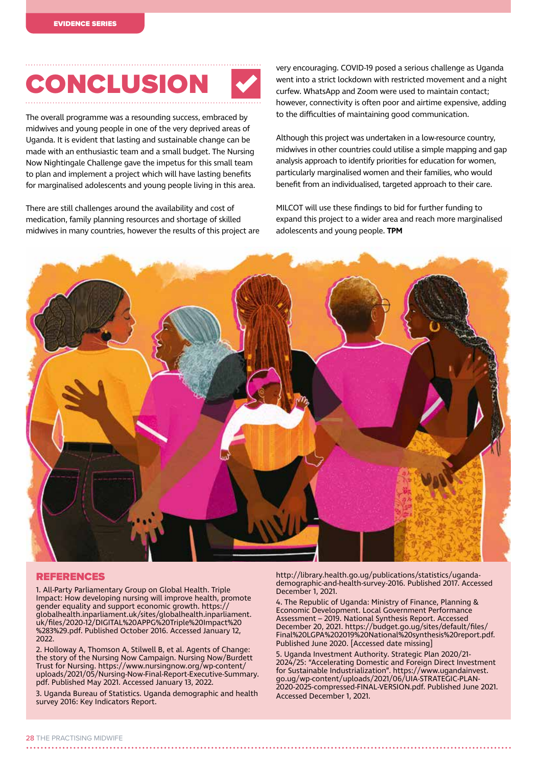# CONCLUSION

The overall programme was a resounding success, embraced by midwives and young people in one of the very deprived areas of Uganda. It is evident that lasting and sustainable change can be made with an enthusiastic team and a small budget. The Nursing Now Nightingale Challenge gave the impetus for this small team to plan and implement a project which will have lasting benefits for marginalised adolescents and young people living in this area.

There are still challenges around the availability and cost of medication, family planning resources and shortage of skilled midwives in many countries, however the results of this project are very encouraging. COVID-19 posed a serious challenge as Uganda went into a strict lockdown with restricted movement and a night curfew. WhatsApp and Zoom were used to maintain contact; however, connectivity is often poor and airtime expensive, adding to the difficulties of maintaining good communication.

Although this project was undertaken in a low-resource country, midwives in other countries could utilise a simple mapping and gap analysis approach to identify priorities for education for women, particularly marginalised women and their families, who would benefit from an individualised, targeted approach to their care.

MILCOT will use these findings to bid for further funding to expand this project to a wider area and reach more marginalised adolescents and young people. **TPM**

## REFERENCES

1. All-Party Parliamentary Group on Global Health. Triple Impact: How developing nursing will improve health, promote gender equality and support economic growth. https://globalhealth.inparliament.uk/sites/globalhealth.inparliament.uk/files/2020-12/DIGITAL%20APPG%20Triple%20Impact%20%283%29.pdf. Published October 2016. Accessed January 12, 2022.
2. Holloway A, Thomson A, Stilwell B, et al. Agents of Change: the story of the Nursing Now Campaign. Nursing Now/Burdett Trust for Nursing. https://www.nursingnow.org/wp-content/uploads/2021/05/Nursing-Now-Final-Report-Executive-Summary.pdf. Published May 2021. Accessed January 13, 2022.
3. Uganda Bureau of Statistics. Uganda demographic and health survey 2016: Key Indicators Report. http://library.health.go.ug/publications/statistics/uganda-demographic-and-health-survey-2016. Published 2017. Accessed December 1, 2021.
4. The Republic of Uganda: Ministry of Finance, Planning & Economic Development. Local Government Performance Assessment – 2019. National Synthesis Report. Accessed December 20, 2021. https://budget.go.ug/sites/default/files/Final%20LGPA%202019%20National%20synthesis%20report.pdf. Published June 2020. [Accessed date missing]
5. Uganda Investment Authority. Strategic Plan 2020/21-2024/25: "Accelerating Domestic and Foreign Direct Investment for Sustainable Industrialization". https://www.ugandainvest.go.ug/wp-content/uploads/2021/06/UIA-STRATEGIC-PLAN-2020-2025-compressed-FINAL-VERSION.pdf. Published June 2021. Accessed December 1, 2021.